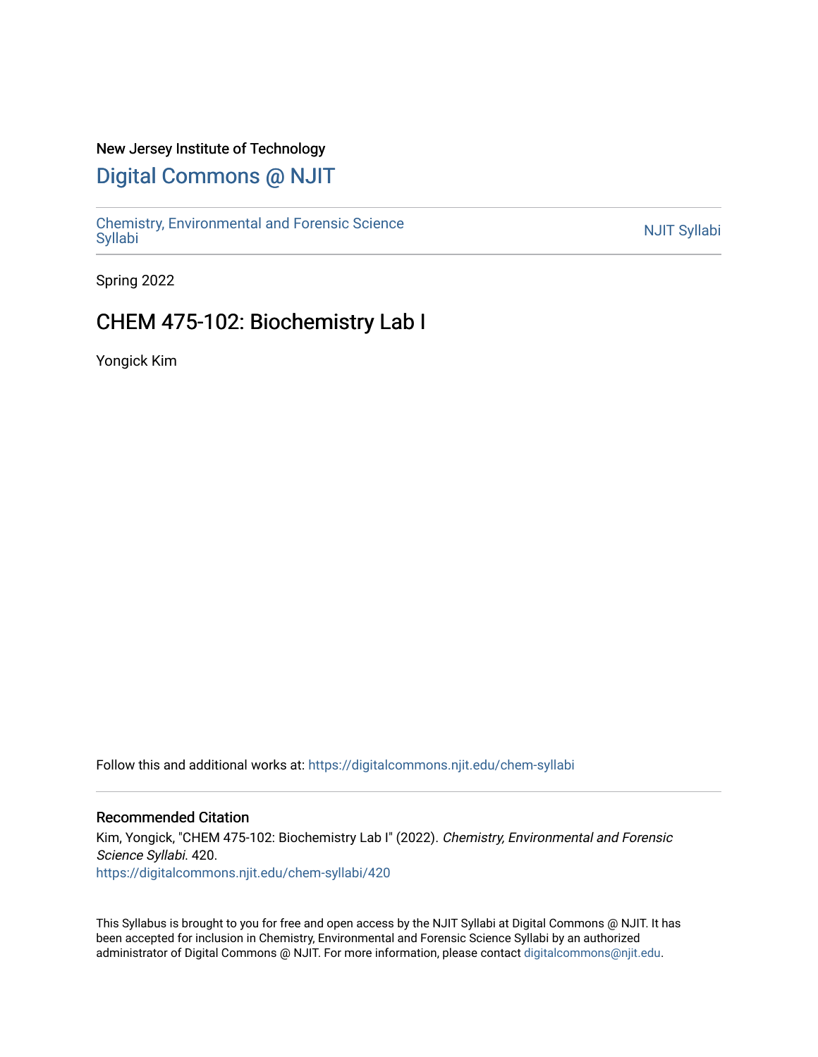New Jersey Institute of Technology

# Digital Commons @ NJIT

Chemistry, Environmental and Forensic Science Syllabi

NJIT Syllabi

Spring 2022

## CHEM 475-102: Biochemistry Lab I

Yongick Kim

Follow this and additional works at: https://digitalcommons.njit.edu/chem-syllabi

### Recommended Citation

Kim, Yongick, "CHEM 475-102: Biochemistry Lab I" (2022). *Chemistry, Environmental and Forensic Science Syllabi*. 420.
https://digitalcommons.njit.edu/chem-syllabi/420

This Syllabus is brought to you for free and open access by the NJIT Syllabi at Digital Commons @ NJIT. It has been accepted for inclusion in Chemistry, Environmental and Forensic Science Syllabi by an authorized administrator of Digital Commons @ NJIT. For more information, please contact digitalcommons@njit.edu.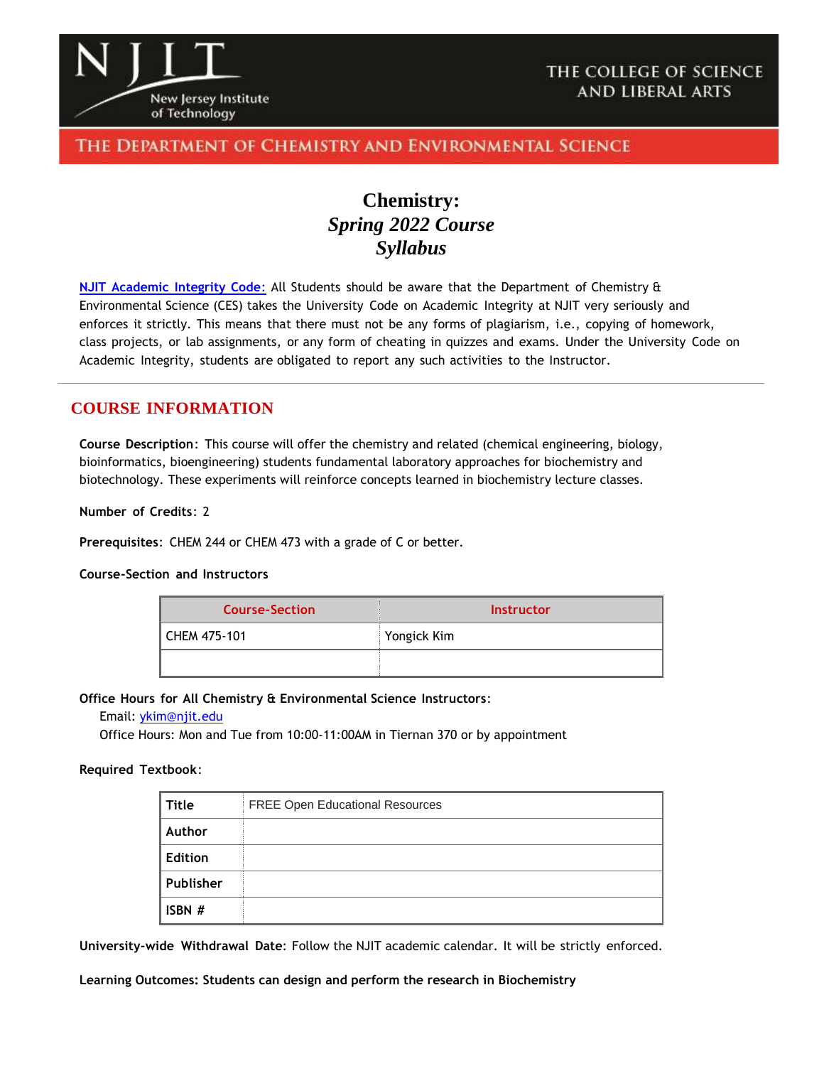NJIT

New Jersey Institute of Technology

THE COLLEGE OF SCIENCE AND LIBERAL ARTS

THE DEPARTMENT OF CHEMISTRY AND ENVIRONMENTAL SCIENCE

# Chemistry: *Spring 2022 Course Syllabus*

NJIT Academic Integrity Code: All Students should be aware that the Department of Chemistry & Environmental Science (CES) takes the University Code on Academic Integrity at NJIT very seriously and enforces it strictly. This means that there must not be any forms of plagiarism, i.e., copying of homework, class projects, or lab assignments, or any form of cheating in quizzes and exams. Under the University Code on Academic Integrity, students are obligated to report any such activities to the Instructor.

---

## COURSE INFORMATION

**Course Description**: This course will offer the chemistry and related (chemical engineering, biology, bioinformatics, bioengineering) students fundamental laboratory approaches for biochemistry and biotechnology. These experiments will reinforce concepts learned in biochemistry lecture classes.

**Number of Credits**: 2

**Prerequisites**: CHEM 244 or CHEM 473 with a grade of C or better.

**Course-Section and Instructors**

| Course-Section | Instructor |
| --- | --- |
| CHEM 475-101 | Yongick Kim |
| | |

**Office Hours for All Chemistry & Environmental Science Instructors**:

Email: ykim@njit.edu

Office Hours: Mon and Tue from 10:00-11:00AM in Tiernan 370 or by appointment

**Required Textbook**:

| Title | FREE Open Educational Resources |
| --- | --- |
| Author | |
| Edition | |
| Publisher | |
| ISBN # | |

**University-wide Withdrawal Date**: Follow the NJIT academic calendar. It will be strictly enforced.

**Learning Outcomes: Students can design and perform the research in Biochemistry**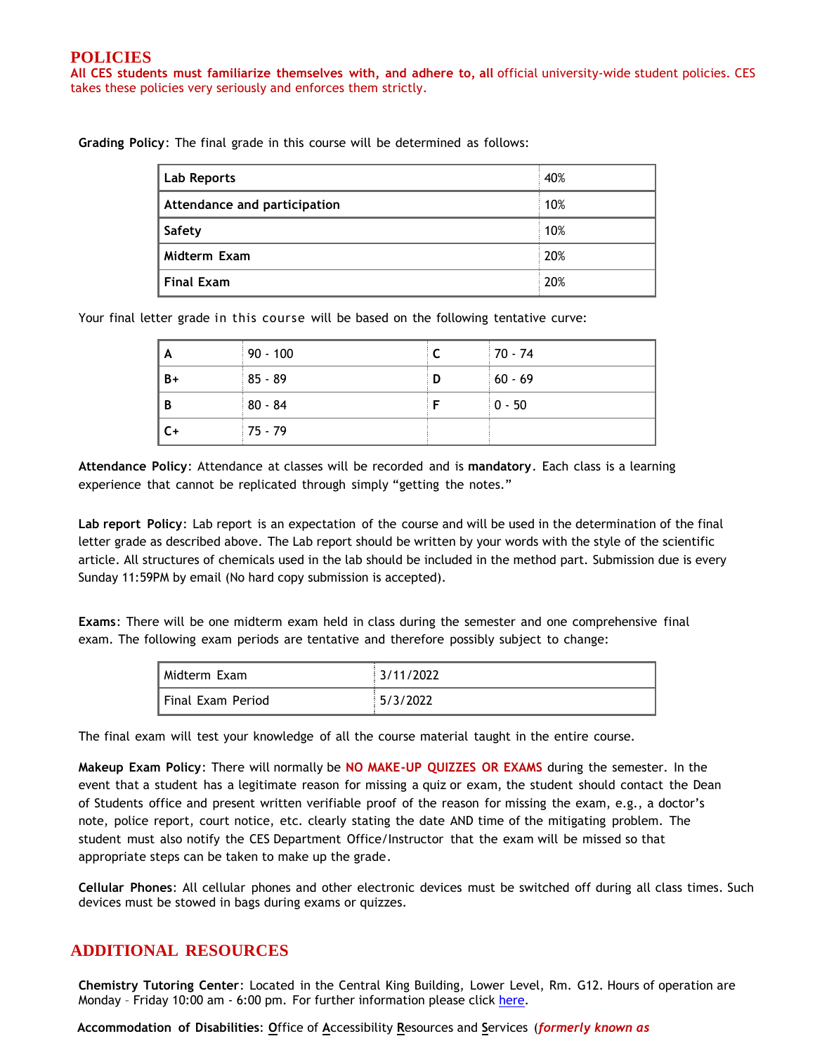## POLICIES

**All CES students must familiarize themselves with, and adhere to, all** official university-wide student policies. CES takes these policies very seriously and enforces them strictly.

**Grading Policy**: The final grade in this course will be determined as follows:

| | |
|---|---|
| **Lab Reports** | 40% |
| **Attendance and participation** | 10% |
| **Safety** | 10% |
| **Midterm Exam** | 20% |
| **Final Exam** | 20% |

Your final letter grade in this course will be based on the following tentative curve:

| | | | |
|---|---|---|---|
| **A** | 90 - 100 | **C** | 70 - 74 |
| **B+** | 85 - 89 | **D** | 60 - 69 |
| **B** | 80 - 84 | **F** | 0 - 50 |
| **C+** | 75 - 79 | | |

**Attendance Policy**: Attendance at classes will be recorded and is **mandatory**. Each class is a learning experience that cannot be replicated through simply "getting the notes."

**Lab report Policy**: Lab report is an expectation of the course and will be used in the determination of the final letter grade as described above. The Lab report should be written by your words with the style of the scientific article. All structures of chemicals used in the lab should be included in the method part. Submission due is every Sunday 11:59PM by email (No hard copy submission is accepted).

**Exams**: There will be one midterm exam held in class during the semester and one comprehensive final exam. The following exam periods are tentative and therefore possibly subject to change:

| | |
|---|---|
| Midterm Exam | 3/11/2022 |
| Final Exam Period | 5/3/2022 |

The final exam will test your knowledge of all the course material taught in the entire course.

**Makeup Exam Policy**: There will normally be **NO MAKE-UP QUIZZES OR EXAMS** during the semester. In the event that a student has a legitimate reason for missing a quiz or exam, the student should contact the Dean of Students office and present written verifiable proof of the reason for missing the exam, e.g., a doctor's note, police report, court notice, etc. clearly stating the date AND time of the mitigating problem. The student must also notify the CES Department Office/Instructor that the exam will be missed so that appropriate steps can be taken to make up the grade.

**Cellular Phones**: All cellular phones and other electronic devices must be switched off during all class times. Such devices must be stowed in bags during exams or quizzes.

## ADDITIONAL RESOURCES

**Chemistry Tutoring Center**: Located in the Central King Building, Lower Level, Rm. G12. Hours of operation are Monday – Friday 10:00 am - 6:00 pm. For further information please click [here](here).

**Accommodation of Disabilities**: Office of Accessibility Resources and Services (***formerly known as***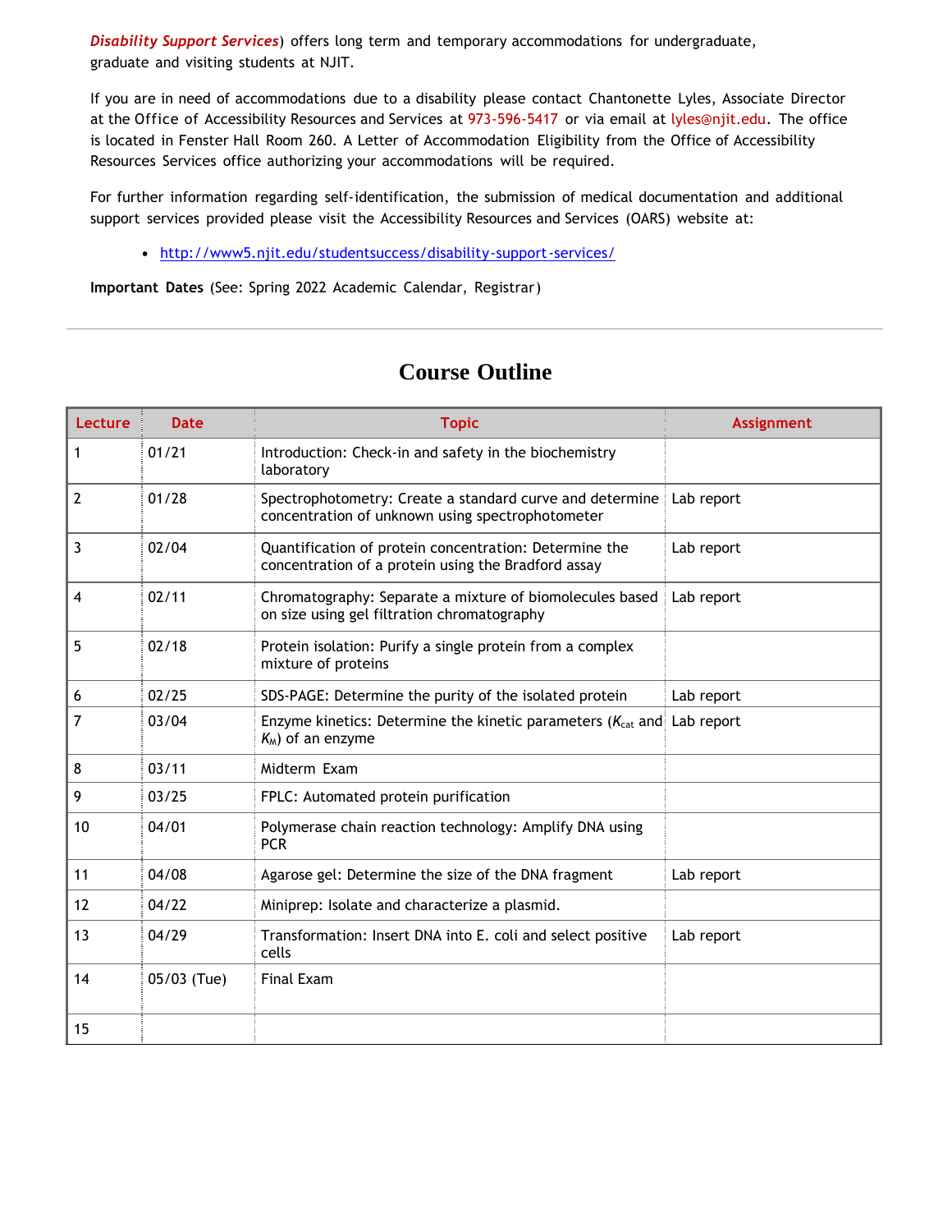***Disability Support Services***) offers long term and temporary accommodations for undergraduate, graduate and visiting students at NJIT.

If you are in need of accommodations due to a disability please contact Chantonette Lyles, Associate Director at the Office of Accessibility Resources and Services at 973-596-5417 or via email at lyles@njit.edu. The office is located in Fenster Hall Room 260. A Letter of Accommodation Eligibility from the Office of Accessibility Resources Services office authorizing your accommodations will be required.

For further information regarding self-identification, the submission of medical documentation and additional support services provided please visit the Accessibility Resources and Services (OARS) website at:

- http://www5.njit.edu/studentsuccess/disability-support-services/

**Important Dates** (See: Spring 2022 Academic Calendar, Registrar)

---

# Course Outline

| Lecture | Date | Topic | Assignment |
|---|---|---|---|
| 1 | 01/21 | Introduction: Check-in and safety in the biochemistry laboratory | |
| 2 | 01/28 | Spectrophotometry: Create a standard curve and determine concentration of unknown using spectrophotometer | Lab report |
| 3 | 02/04 | Quantification of protein concentration: Determine the concentration of a protein using the Bradford assay | Lab report |
| 4 | 02/11 | Chromatography: Separate a mixture of biomolecules based on size using gel filtration chromatography | Lab report |
| 5 | 02/18 | Protein isolation: Purify a single protein from a complex mixture of proteins | |
| 6 | 02/25 | SDS-PAGE: Determine the purity of the isolated protein | Lab report |
| 7 | 03/04 | Enzyme kinetics: Determine the kinetic parameters ($K_{cat}$ and $K_M$) of an enzyme | Lab report |
| 8 | 03/11 | Midterm Exam | |
| 9 | 03/25 | FPLC: Automated protein purification | |
| 10 | 04/01 | Polymerase chain reaction technology: Amplify DNA using PCR | |
| 11 | 04/08 | Agarose gel: Determine the size of the DNA fragment | Lab report |
| 12 | 04/22 | Miniprep: Isolate and characterize a plasmid. | |
| 13 | 04/29 | Transformation: Insert DNA into E. coli and select positive cells | Lab report |
| 14 | 05/03 (Tue) | Final Exam | |
| 15 | | | |